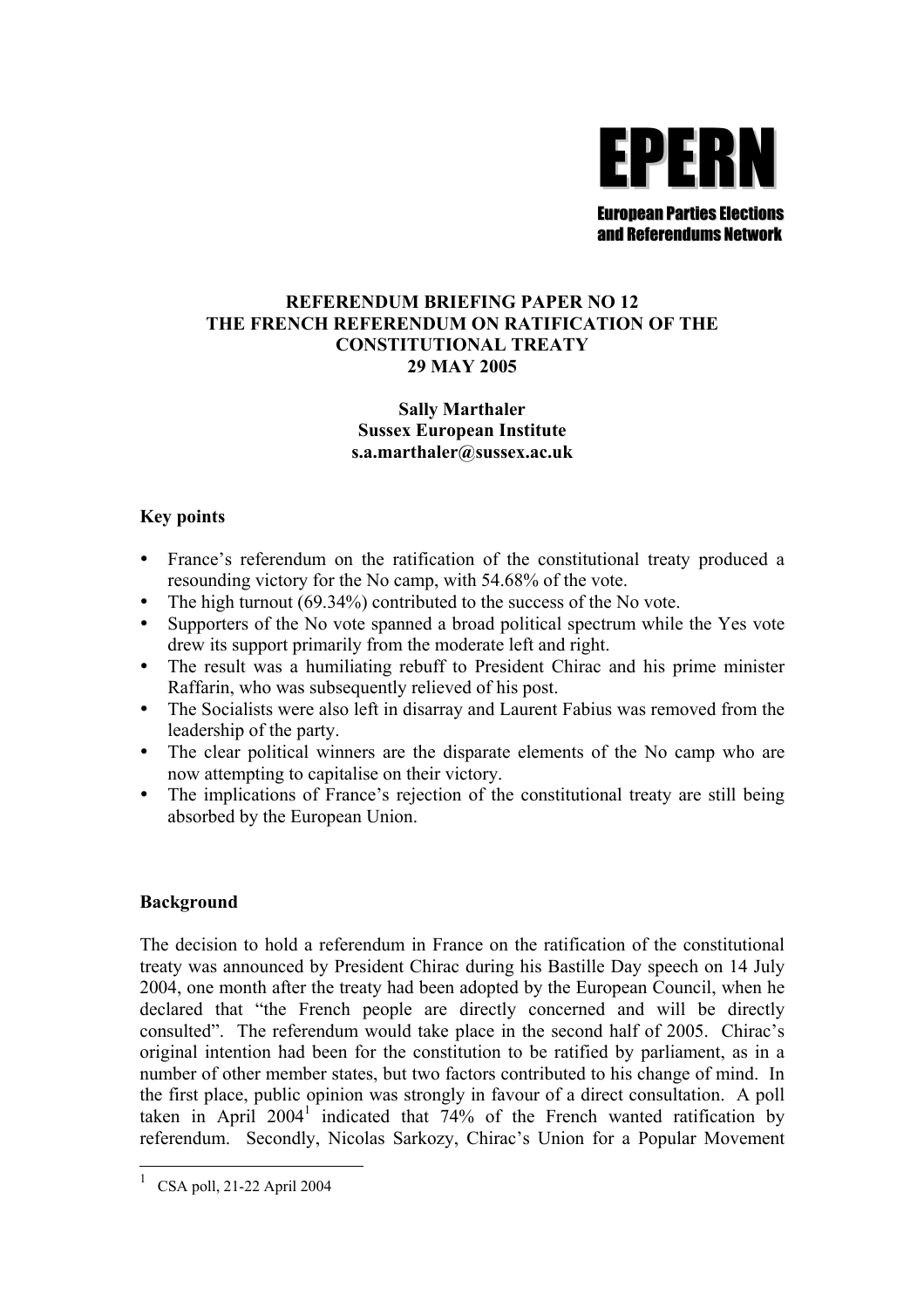**EPERN**

**European Parties Elections and Referendums Network**

# REFERENDUM BRIEFING PAPER NO 12
# THE FRENCH REFERENDUM ON RATIFICATION OF THE CONSTITUTIONAL TREATY
# 29 MAY 2005

**Sally Marthaler**
**Sussex European Institute**
**s.a.marthaler@sussex.ac.uk**

## Key points

- France's referendum on the ratification of the constitutional treaty produced a resounding victory for the No camp, with 54.68% of the vote.
- The high turnout (69.34%) contributed to the success of the No vote.
- Supporters of the No vote spanned a broad political spectrum while the Yes vote drew its support primarily from the moderate left and right.
- The result was a humiliating rebuff to President Chirac and his prime minister Raffarin, who was subsequently relieved of his post.
- The Socialists were also left in disarray and Laurent Fabius was removed from the leadership of the party.
- The clear political winners are the disparate elements of the No camp who are now attempting to capitalise on their victory.
- The implications of France's rejection of the constitutional treaty are still being absorbed by the European Union.

## Background

The decision to hold a referendum in France on the ratification of the constitutional treaty was announced by President Chirac during his Bastille Day speech on 14 July 2004, one month after the treaty had been adopted by the European Council, when he declared that "the French people are directly concerned and will be directly consulted". The referendum would take place in the second half of 2005. Chirac's original intention had been for the constitution to be ratified by parliament, as in a number of other member states, but two factors contributed to his change of mind. In the first place, public opinion was strongly in favour of a direct consultation. A poll taken in April 2004[1] indicated that 74% of the French wanted ratification by referendum. Secondly, Nicolas Sarkozy, Chirac's Union for a Popular Movement

[1] CSA poll, 21-22 April 2004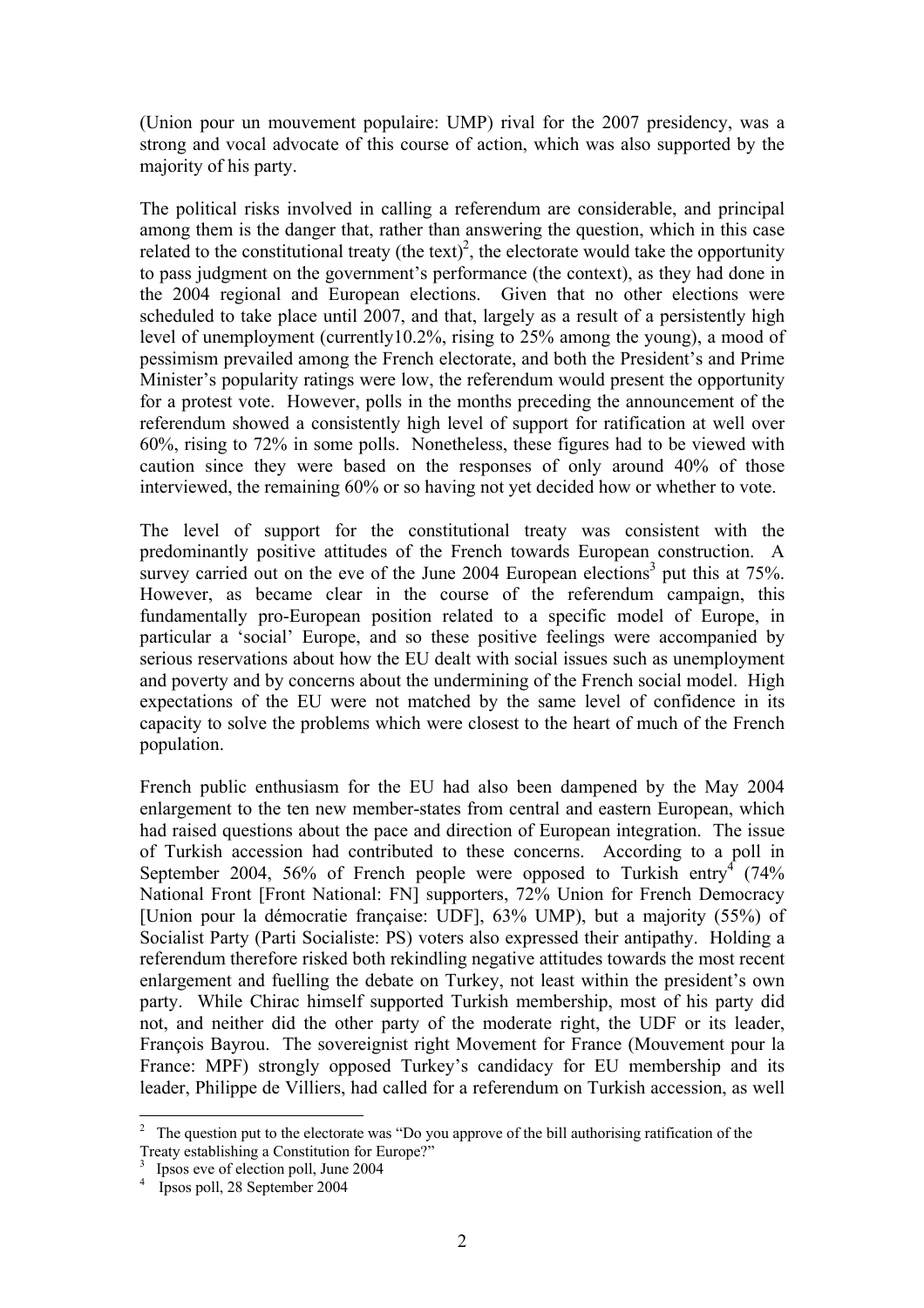(Union pour un mouvement populaire: UMP) rival for the 2007 presidency, was a strong and vocal advocate of this course of action, which was also supported by the majority of his party.

The political risks involved in calling a referendum are considerable, and principal among them is the danger that, rather than answering the question, which in this case related to the constitutional treaty (the text)[2], the electorate would take the opportunity to pass judgment on the government's performance (the context), as they had done in the 2004 regional and European elections. Given that no other elections were scheduled to take place until 2007, and that, largely as a result of a persistently high level of unemployment (currently10.2%, rising to 25% among the young), a mood of pessimism prevailed among the French electorate, and both the President's and Prime Minister's popularity ratings were low, the referendum would present the opportunity for a protest vote. However, polls in the months preceding the announcement of the referendum showed a consistently high level of support for ratification at well over 60%, rising to 72% in some polls. Nonetheless, these figures had to be viewed with caution since they were based on the responses of only around 40% of those interviewed, the remaining 60% or so having not yet decided how or whether to vote.

The level of support for the constitutional treaty was consistent with the predominantly positive attitudes of the French towards European construction. A survey carried out on the eve of the June 2004 European elections[3] put this at 75%. However, as became clear in the course of the referendum campaign, this fundamentally pro-European position related to a specific model of Europe, in particular a 'social' Europe, and so these positive feelings were accompanied by serious reservations about how the EU dealt with social issues such as unemployment and poverty and by concerns about the undermining of the French social model. High expectations of the EU were not matched by the same level of confidence in its capacity to solve the problems which were closest to the heart of much of the French population.

French public enthusiasm for the EU had also been dampened by the May 2004 enlargement to the ten new member-states from central and eastern European, which had raised questions about the pace and direction of European integration. The issue of Turkish accession had contributed to these concerns. According to a poll in September 2004, 56% of French people were opposed to Turkish entry[4] (74% National Front [Front National: FN] supporters, 72% Union for French Democracy [Union pour la démocratie française: UDF], 63% UMP), but a majority (55%) of Socialist Party (Parti Socialiste: PS) voters also expressed their antipathy. Holding a referendum therefore risked both rekindling negative attitudes towards the most recent enlargement and fuelling the debate on Turkey, not least within the president's own party. While Chirac himself supported Turkish membership, most of his party did not, and neither did the other party of the moderate right, the UDF or its leader, François Bayrou. The sovereignist right Movement for France (Mouvement pour la France: MPF) strongly opposed Turkey's candidacy for EU membership and its leader, Philippe de Villiers, had called for a referendum on Turkish accession, as well

---

[2] The question put to the electorate was "Do you approve of the bill authorising ratification of the Treaty establishing a Constitution for Europe?"

[3] Ipsos eve of election poll, June 2004

[4] Ipsos poll, 28 September 2004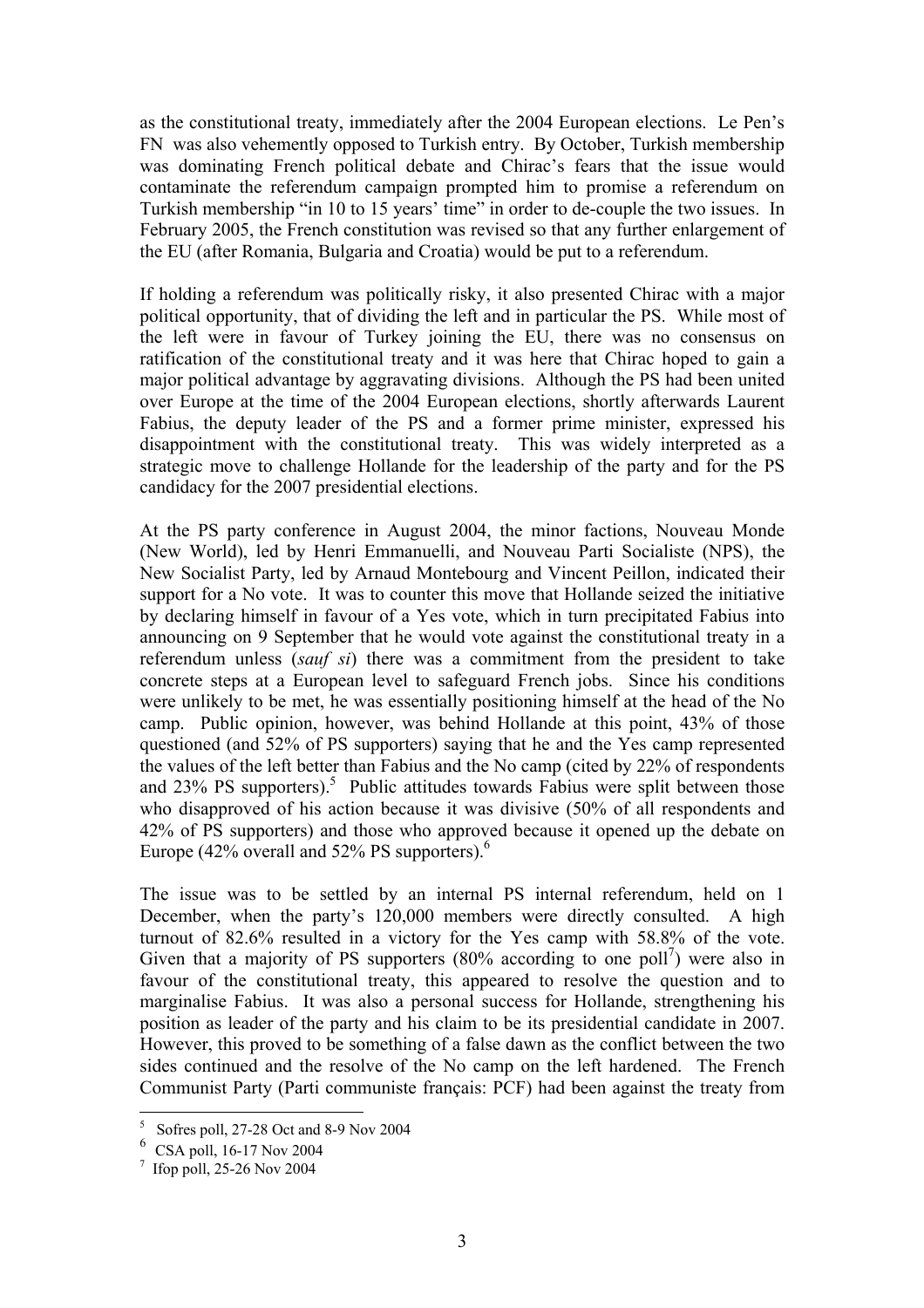as the constitutional treaty, immediately after the 2004 European elections. Le Pen's FN was also vehemently opposed to Turkish entry. By October, Turkish membership was dominating French political debate and Chirac's fears that the issue would contaminate the referendum campaign prompted him to promise a referendum on Turkish membership "in 10 to 15 years' time" in order to de-couple the two issues. In February 2005, the French constitution was revised so that any further enlargement of the EU (after Romania, Bulgaria and Croatia) would be put to a referendum.

If holding a referendum was politically risky, it also presented Chirac with a major political opportunity, that of dividing the left and in particular the PS. While most of the left were in favour of Turkey joining the EU, there was no consensus on ratification of the constitutional treaty and it was here that Chirac hoped to gain a major political advantage by aggravating divisions. Although the PS had been united over Europe at the time of the 2004 European elections, shortly afterwards Laurent Fabius, the deputy leader of the PS and a former prime minister, expressed his disappointment with the constitutional treaty. This was widely interpreted as a strategic move to challenge Hollande for the leadership of the party and for the PS candidacy for the 2007 presidential elections.

At the PS party conference in August 2004, the minor factions, Nouveau Monde (New World), led by Henri Emmanuelli, and Nouveau Parti Socialiste (NPS), the New Socialist Party, led by Arnaud Montebourg and Vincent Peillon, indicated their support for a No vote. It was to counter this move that Hollande seized the initiative by declaring himself in favour of a Yes vote, which in turn precipitated Fabius into announcing on 9 September that he would vote against the constitutional treaty in a referendum unless (*sauf si*) there was a commitment from the president to take concrete steps at a European level to safeguard French jobs. Since his conditions were unlikely to be met, he was essentially positioning himself at the head of the No camp. Public opinion, however, was behind Hollande at this point, 43% of those questioned (and 52% of PS supporters) saying that he and the Yes camp represented the values of the left better than Fabius and the No camp (cited by 22% of respondents and 23% PS supporters).[5] Public attitudes towards Fabius were split between those who disapproved of his action because it was divisive (50% of all respondents and 42% of PS supporters) and those who approved because it opened up the debate on Europe (42% overall and 52% PS supporters).[6]

The issue was to be settled by an internal PS internal referendum, held on 1 December, when the party's 120,000 members were directly consulted. A high turnout of 82.6% resulted in a victory for the Yes camp with 58.8% of the vote. Given that a majority of PS supporters (80% according to one poll[7]) were also in favour of the constitutional treaty, this appeared to resolve the question and to marginalise Fabius. It was also a personal success for Hollande, strengthening his position as leader of the party and his claim to be its presidential candidate in 2007. However, this proved to be something of a false dawn as the conflict between the two sides continued and the resolve of the No camp on the left hardened. The French Communist Party (Parti communiste français: PCF) had been against the treaty from

---

[5] Sofres poll, 27-28 Oct and 8-9 Nov 2004

[6] CSA poll, 16-17 Nov 2004

[7] Ifop poll, 25-26 Nov 2004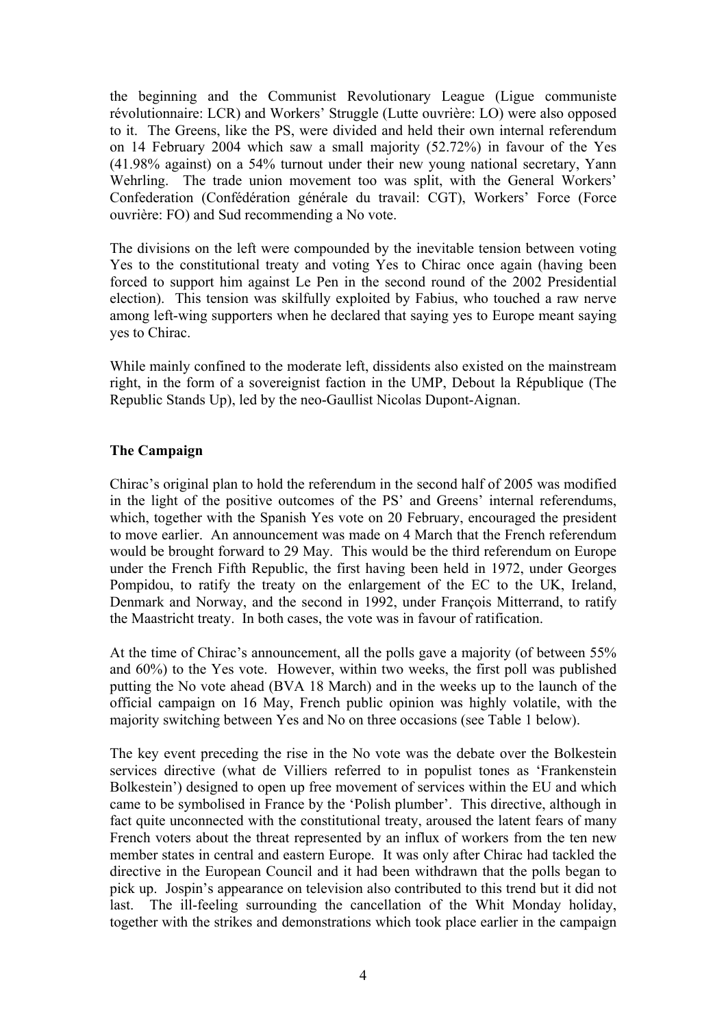the beginning and the Communist Revolutionary League (Ligue communiste révolutionnaire: LCR) and Workers' Struggle (Lutte ouvrière: LO) were also opposed to it. The Greens, like the PS, were divided and held their own internal referendum on 14 February 2004 which saw a small majority (52.72%) in favour of the Yes (41.98% against) on a 54% turnout under their new young national secretary, Yann Wehrling. The trade union movement too was split, with the General Workers' Confederation (Confédération générale du travail: CGT), Workers' Force (Force ouvrière: FO) and Sud recommending a No vote.

The divisions on the left were compounded by the inevitable tension between voting Yes to the constitutional treaty and voting Yes to Chirac once again (having been forced to support him against Le Pen in the second round of the 2002 Presidential election). This tension was skilfully exploited by Fabius, who touched a raw nerve among left-wing supporters when he declared that saying yes to Europe meant saying yes to Chirac.

While mainly confined to the moderate left, dissidents also existed on the mainstream right, in the form of a sovereignist faction in the UMP, Debout la République (The Republic Stands Up), led by the neo-Gaullist Nicolas Dupont-Aignan.

## The Campaign

Chirac's original plan to hold the referendum in the second half of 2005 was modified in the light of the positive outcomes of the PS' and Greens' internal referendums, which, together with the Spanish Yes vote on 20 February, encouraged the president to move earlier. An announcement was made on 4 March that the French referendum would be brought forward to 29 May. This would be the third referendum on Europe under the French Fifth Republic, the first having been held in 1972, under Georges Pompidou, to ratify the treaty on the enlargement of the EC to the UK, Ireland, Denmark and Norway, and the second in 1992, under François Mitterrand, to ratify the Maastricht treaty. In both cases, the vote was in favour of ratification.

At the time of Chirac's announcement, all the polls gave a majority (of between 55% and 60%) to the Yes vote. However, within two weeks, the first poll was published putting the No vote ahead (BVA 18 March) and in the weeks up to the launch of the official campaign on 16 May, French public opinion was highly volatile, with the majority switching between Yes and No on three occasions (see Table 1 below).

The key event preceding the rise in the No vote was the debate over the Bolkestein services directive (what de Villiers referred to in populist tones as 'Frankenstein Bolkestein') designed to open up free movement of services within the EU and which came to be symbolised in France by the 'Polish plumber'. This directive, although in fact quite unconnected with the constitutional treaty, aroused the latent fears of many French voters about the threat represented by an influx of workers from the ten new member states in central and eastern Europe. It was only after Chirac had tackled the directive in the European Council and it had been withdrawn that the polls began to pick up. Jospin's appearance on television also contributed to this trend but it did not last. The ill-feeling surrounding the cancellation of the Whit Monday holiday, together with the strikes and demonstrations which took place earlier in the campaign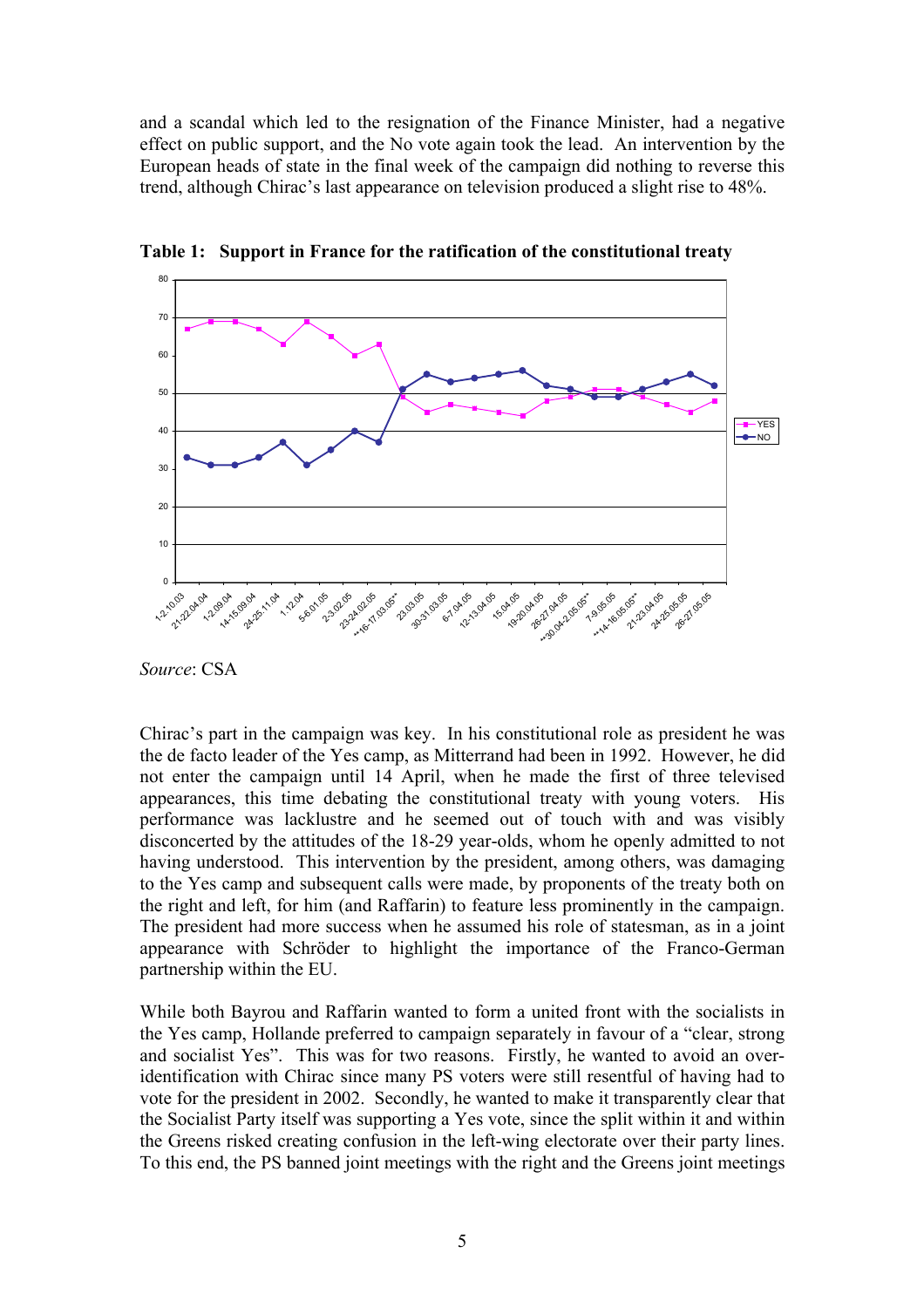and a scandal which led to the resignation of the Finance Minister, had a negative effect on public support, and the No vote again took the lead. An intervention by the European heads of state in the final week of the campaign did nothing to reverse this trend, although Chirac's last appearance on television produced a slight rise to 48%.

**Table 1: Support in France for the ratification of the constitutional treaty**

*Source*: CSA

Chirac's part in the campaign was key. In his constitutional role as president he was the de facto leader of the Yes camp, as Mitterrand had been in 1992. However, he did not enter the campaign until 14 April, when he made the first of three televised appearances, this time debating the constitutional treaty with young voters. His performance was lacklustre and he seemed out of touch with and was visibly disconcerted by the attitudes of the 18-29 year-olds, whom he openly admitted to not having understood. This intervention by the president, among others, was damaging to the Yes camp and subsequent calls were made, by proponents of the treaty both on the right and left, for him (and Raffarin) to feature less prominently in the campaign. The president had more success when he assumed his role of statesman, as in a joint appearance with Schröder to highlight the importance of the Franco-German partnership within the EU.

While both Bayrou and Raffarin wanted to form a united front with the socialists in the Yes camp, Hollande preferred to campaign separately in favour of a "clear, strong and socialist Yes". This was for two reasons. Firstly, he wanted to avoid an over-identification with Chirac since many PS voters were still resentful of having had to vote for the president in 2002. Secondly, he wanted to make it transparently clear that the Socialist Party itself was supporting a Yes vote, since the split within it and within the Greens risked creating confusion in the left-wing electorate over their party lines. To this end, the PS banned joint meetings with the right and the Greens joint meetings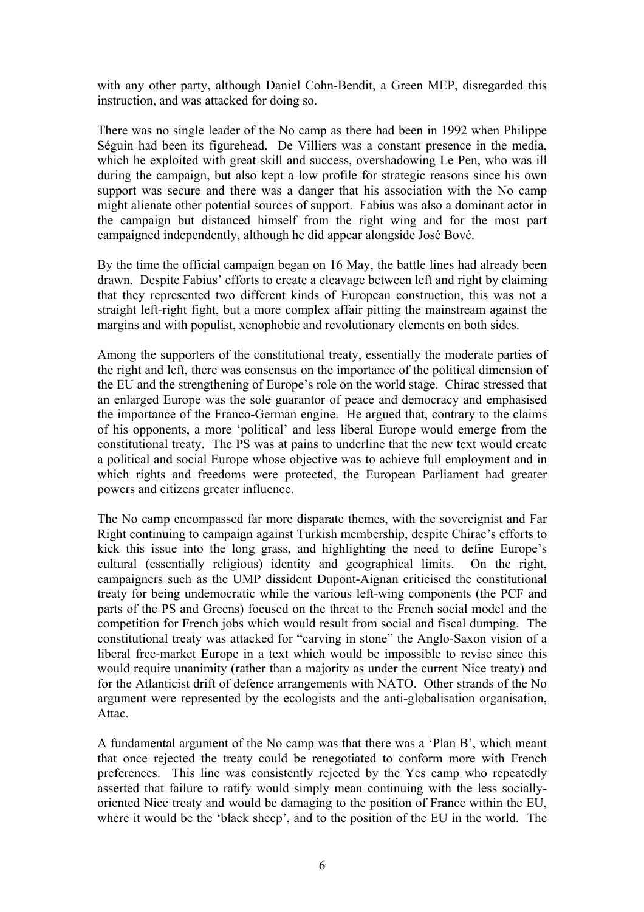with any other party, although Daniel Cohn-Bendit, a Green MEP, disregarded this instruction, and was attacked for doing so.

There was no single leader of the No camp as there had been in 1992 when Philippe Séguin had been its figurehead. De Villiers was a constant presence in the media, which he exploited with great skill and success, overshadowing Le Pen, who was ill during the campaign, but also kept a low profile for strategic reasons since his own support was secure and there was a danger that his association with the No camp might alienate other potential sources of support. Fabius was also a dominant actor in the campaign but distanced himself from the right wing and for the most part campaigned independently, although he did appear alongside José Bové.

By the time the official campaign began on 16 May, the battle lines had already been drawn. Despite Fabius' efforts to create a cleavage between left and right by claiming that they represented two different kinds of European construction, this was not a straight left-right fight, but a more complex affair pitting the mainstream against the margins and with populist, xenophobic and revolutionary elements on both sides.

Among the supporters of the constitutional treaty, essentially the moderate parties of the right and left, there was consensus on the importance of the political dimension of the EU and the strengthening of Europe's role on the world stage. Chirac stressed that an enlarged Europe was the sole guarantor of peace and democracy and emphasised the importance of the Franco-German engine. He argued that, contrary to the claims of his opponents, a more 'political' and less liberal Europe would emerge from the constitutional treaty. The PS was at pains to underline that the new text would create a political and social Europe whose objective was to achieve full employment and in which rights and freedoms were protected, the European Parliament had greater powers and citizens greater influence.

The No camp encompassed far more disparate themes, with the sovereignist and Far Right continuing to campaign against Turkish membership, despite Chirac's efforts to kick this issue into the long grass, and highlighting the need to define Europe's cultural (essentially religious) identity and geographical limits. On the right, campaigners such as the UMP dissident Dupont-Aignan criticised the constitutional treaty for being undemocratic while the various left-wing components (the PCF and parts of the PS and Greens) focused on the threat to the French social model and the competition for French jobs which would result from social and fiscal dumping. The constitutional treaty was attacked for "carving in stone" the Anglo-Saxon vision of a liberal free-market Europe in a text which would be impossible to revise since this would require unanimity (rather than a majority as under the current Nice treaty) and for the Atlanticist drift of defence arrangements with NATO. Other strands of the No argument were represented by the ecologists and the anti-globalisation organisation, Attac.

A fundamental argument of the No camp was that there was a 'Plan B', which meant that once rejected the treaty could be renegotiated to conform more with French preferences. This line was consistently rejected by the Yes camp who repeatedly asserted that failure to ratify would simply mean continuing with the less socially-oriented Nice treaty and would be damaging to the position of France within the EU, where it would be the 'black sheep', and to the position of the EU in the world. The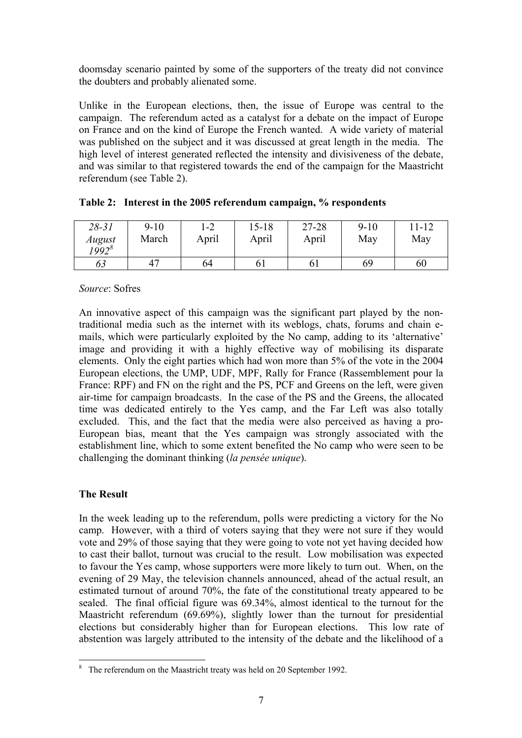doomsday scenario painted by some of the supporters of the treaty did not convince the doubters and probably alienated some.

Unlike in the European elections, then, the issue of Europe was central to the campaign. The referendum acted as a catalyst for a debate on the impact of Europe on France and on the kind of Europe the French wanted. A wide variety of material was published on the subject and it was discussed at great length in the media. The high level of interest generated reflected the intensity and divisiveness of the debate, and was similar to that registered towards the end of the campaign for the Maastricht referendum (see Table 2).

**Table 2: Interest in the 2005 referendum campaign, % respondents**

| *28-31 August 1992*[8] | 9-10 March | 1-2 April | 15-18 April | 27-28 April | 9-10 May | 11-12 May |
|---|---|---|---|---|---|---|
| *63* | 47 | 64 | 61 | 61 | 69 | 60 |

*Source*: Sofres

An innovative aspect of this campaign was the significant part played by the non-traditional media such as the internet with its weblogs, chats, forums and chain e-mails, which were particularly exploited by the No camp, adding to its 'alternative' image and providing it with a highly effective way of mobilising its disparate elements. Only the eight parties which had won more than 5% of the vote in the 2004 European elections, the UMP, UDF, MPF, Rally for France (Rassemblement pour la France: RPF) and FN on the right and the PS, PCF and Greens on the left, were given air-time for campaign broadcasts. In the case of the PS and the Greens, the allocated time was dedicated entirely to the Yes camp, and the Far Left was also totally excluded. This, and the fact that the media were also perceived as having a pro-European bias, meant that the Yes campaign was strongly associated with the establishment line, which to some extent benefited the No camp who were seen to be challenging the dominant thinking (*la pensée unique*).

## The Result

In the week leading up to the referendum, polls were predicting a victory for the No camp. However, with a third of voters saying that they were not sure if they would vote and 29% of those saying that they were going to vote not yet having decided how to cast their ballot, turnout was crucial to the result. Low mobilisation was expected to favour the Yes camp, whose supporters were more likely to turn out. When, on the evening of 29 May, the television channels announced, ahead of the actual result, an estimated turnout of around 70%, the fate of the constitutional treaty appeared to be sealed. The final official figure was 69.34%, almost identical to the turnout for the Maastricht referendum (69.69%), slightly lower than the turnout for presidential elections but considerably higher than for European elections. This low rate of abstention was largely attributed to the intensity of the debate and the likelihood of a

---

[8] The referendum on the Maastricht treaty was held on 20 September 1992.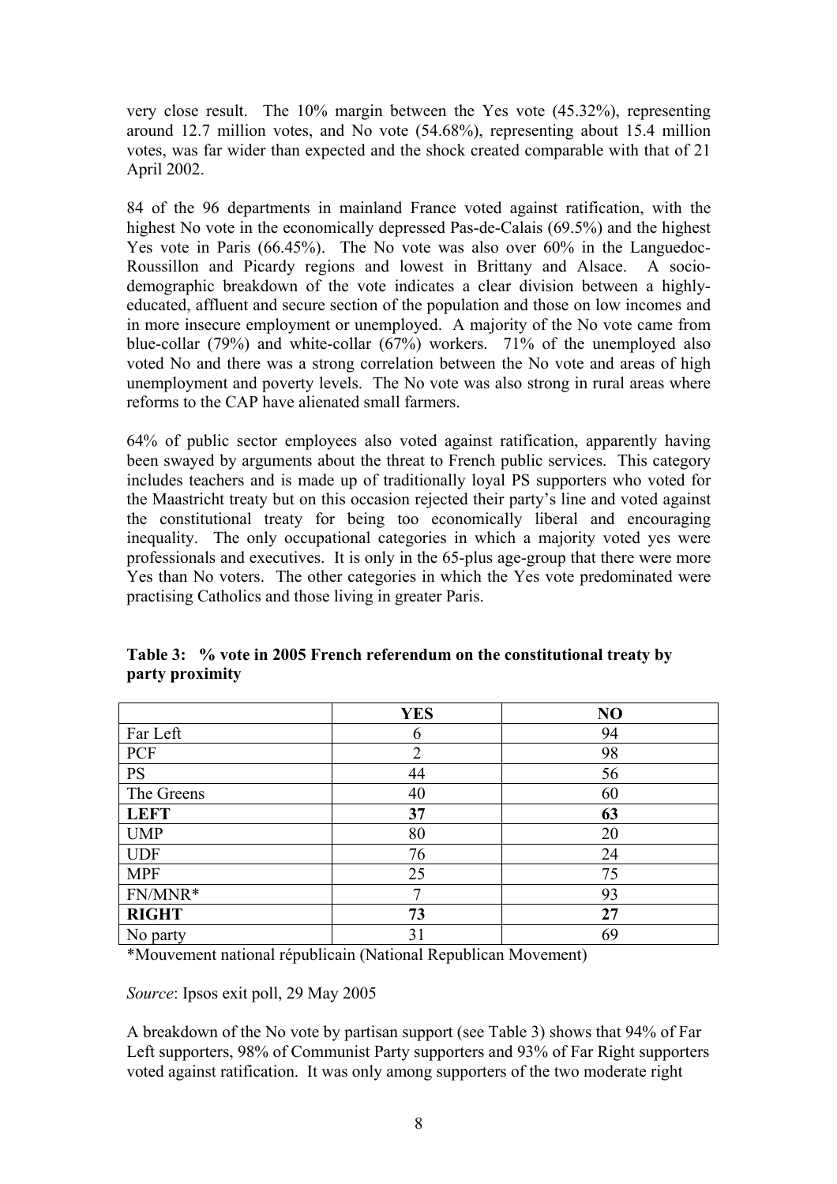very close result. The 10% margin between the Yes vote (45.32%), representing around 12.7 million votes, and No vote (54.68%), representing about 15.4 million votes, was far wider than expected and the shock created comparable with that of 21 April 2002.

84 of the 96 departments in mainland France voted against ratification, with the highest No vote in the economically depressed Pas-de-Calais (69.5%) and the highest Yes vote in Paris (66.45%). The No vote was also over 60% in the Languedoc-Roussillon and Picardy regions and lowest in Brittany and Alsace. A socio-demographic breakdown of the vote indicates a clear division between a highly-educated, affluent and secure section of the population and those on low incomes and in more insecure employment or unemployed. A majority of the No vote came from blue-collar (79%) and white-collar (67%) workers. 71% of the unemployed also voted No and there was a strong correlation between the No vote and areas of high unemployment and poverty levels. The No vote was also strong in rural areas where reforms to the CAP have alienated small farmers.

64% of public sector employees also voted against ratification, apparently having been swayed by arguments about the threat to French public services. This category includes teachers and is made up of traditionally loyal PS supporters who voted for the Maastricht treaty but on this occasion rejected their party's line and voted against the constitutional treaty for being too economically liberal and encouraging inequality. The only occupational categories in which a majority voted yes were professionals and executives. It is only in the 65-plus age-group that there were more Yes than No voters. The other categories in which the Yes vote predominated were practising Catholics and those living in greater Paris.

**Table 3: % vote in 2005 French referendum on the constitutional treaty by party proximity**

| | **YES** | **NO** |
|---|---|---|
| Far Left | 6 | 94 |
| PCF | 2 | 98 |
| PS | 44 | 56 |
| The Greens | 40 | 60 |
| **LEFT** | **37** | **63** |
| UMP | 80 | 20 |
| UDF | 76 | 24 |
| MPF | 25 | 75 |
| FN/MNR* | 7 | 93 |
| **RIGHT** | **73** | **27** |
| No party | 31 | 69 |

*Mouvement national républicain (National Republican Movement)

*Source*: Ipsos exit poll, 29 May 2005

A breakdown of the No vote by partisan support (see Table 3) shows that 94% of Far Left supporters, 98% of Communist Party supporters and 93% of Far Right supporters voted against ratification. It was only among supporters of the two moderate right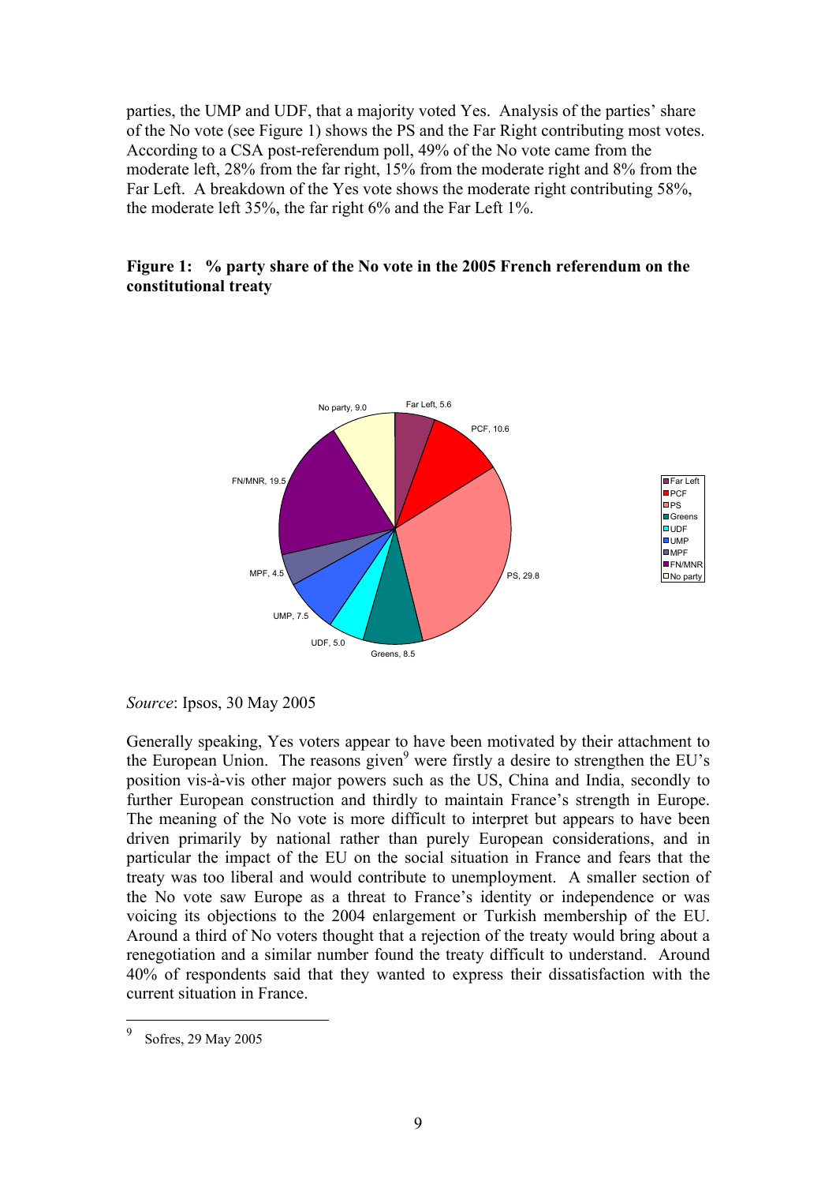parties, the UMP and UDF, that a majority voted Yes. Analysis of the parties' share of the No vote (see Figure 1) shows the PS and the Far Right contributing most votes. According to a CSA post-referendum poll, 49% of the No vote came from the moderate left, 28% from the far right, 15% from the moderate right and 8% from the Far Left. A breakdown of the Yes vote shows the moderate right contributing 58%, the moderate left 35%, the far right 6% and the Far Left 1%.

**Figure 1: % party share of the No vote in the 2005 French referendum on the constitutional treaty**

| Party | % share of No vote |
|---|---|
| Far Left | 5.6 |
| PCF | 10.6 |
| PS | 29.8 |
| Greens | 8.5 |
| UDF | 5.0 |
| UMP | 7.5 |
| MPF | 4.5 |
| FN/MNR | 19.5 |
| No party | 9.0 |

*Source*: Ipsos, 30 May 2005

Generally speaking, Yes voters appear to have been motivated by their attachment to the European Union. The reasons given[9] were firstly a desire to strengthen the EU's position vis-à-vis other major powers such as the US, China and India, secondly to further European construction and thirdly to maintain France's strength in Europe. The meaning of the No vote is more difficult to interpret but appears to have been driven primarily by national rather than purely European considerations, and in particular the impact of the EU on the social situation in France and fears that the treaty was too liberal and would contribute to unemployment. A smaller section of the No vote saw Europe as a threat to France's identity or independence or was voicing its objections to the 2004 enlargement or Turkish membership of the EU. Around a third of No voters thought that a rejection of the treaty would bring about a renegotiation and a similar number found the treaty difficult to understand. Around 40% of respondents said that they wanted to express their dissatisfaction with the current situation in France.

[9] Sofres, 29 May 2005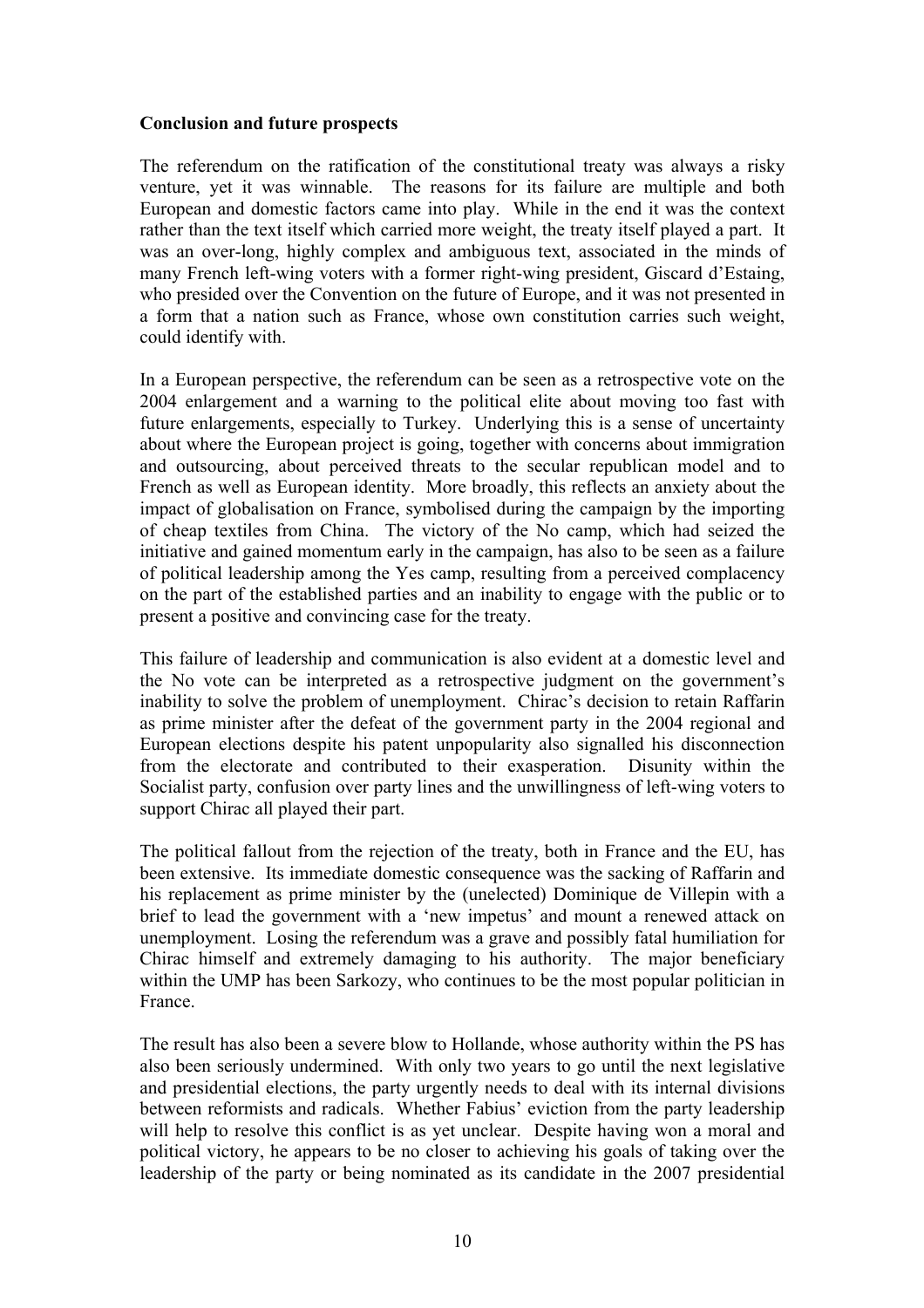**Conclusion and future prospects**

The referendum on the ratification of the constitutional treaty was always a risky venture, yet it was winnable. The reasons for its failure are multiple and both European and domestic factors came into play. While in the end it was the context rather than the text itself which carried more weight, the treaty itself played a part. It was an over-long, highly complex and ambiguous text, associated in the minds of many French left-wing voters with a former right-wing president, Giscard d'Estaing, who presided over the Convention on the future of Europe, and it was not presented in a form that a nation such as France, whose own constitution carries such weight, could identify with.

In a European perspective, the referendum can be seen as a retrospective vote on the 2004 enlargement and a warning to the political elite about moving too fast with future enlargements, especially to Turkey. Underlying this is a sense of uncertainty about where the European project is going, together with concerns about immigration and outsourcing, about perceived threats to the secular republican model and to French as well as European identity. More broadly, this reflects an anxiety about the impact of globalisation on France, symbolised during the campaign by the importing of cheap textiles from China. The victory of the No camp, which had seized the initiative and gained momentum early in the campaign, has also to be seen as a failure of political leadership among the Yes camp, resulting from a perceived complacency on the part of the established parties and an inability to engage with the public or to present a positive and convincing case for the treaty.

This failure of leadership and communication is also evident at a domestic level and the No vote can be interpreted as a retrospective judgment on the government's inability to solve the problem of unemployment. Chirac's decision to retain Raffarin as prime minister after the defeat of the government party in the 2004 regional and European elections despite his patent unpopularity also signalled his disconnection from the electorate and contributed to their exasperation. Disunity within the Socialist party, confusion over party lines and the unwillingness of left-wing voters to support Chirac all played their part.

The political fallout from the rejection of the treaty, both in France and the EU, has been extensive. Its immediate domestic consequence was the sacking of Raffarin and his replacement as prime minister by the (unelected) Dominique de Villepin with a brief to lead the government with a 'new impetus' and mount a renewed attack on unemployment. Losing the referendum was a grave and possibly fatal humiliation for Chirac himself and extremely damaging to his authority. The major beneficiary within the UMP has been Sarkozy, who continues to be the most popular politician in France.

The result has also been a severe blow to Hollande, whose authority within the PS has also been seriously undermined. With only two years to go until the next legislative and presidential elections, the party urgently needs to deal with its internal divisions between reformists and radicals. Whether Fabius' eviction from the party leadership will help to resolve this conflict is as yet unclear. Despite having won a moral and political victory, he appears to be no closer to achieving his goals of taking over the leadership of the party or being nominated as its candidate in the 2007 presidential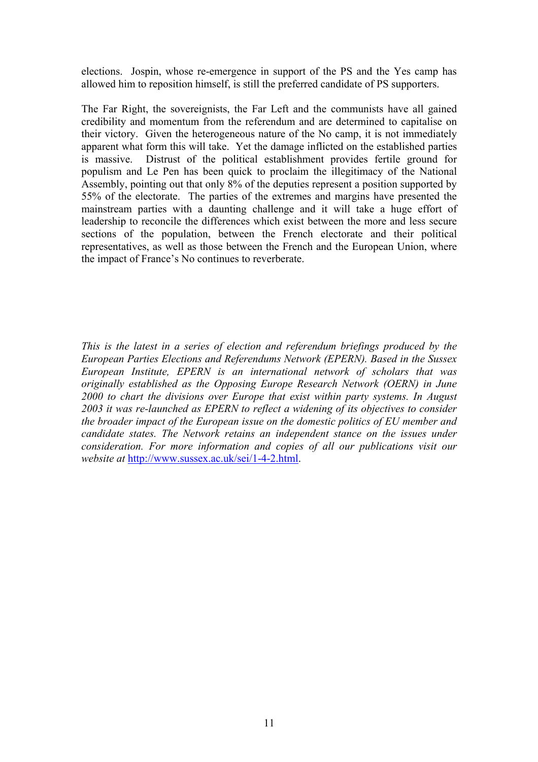elections. Jospin, whose re-emergence in support of the PS and the Yes camp has allowed him to reposition himself, is still the preferred candidate of PS supporters.

The Far Right, the sovereignists, the Far Left and the communists have all gained credibility and momentum from the referendum and are determined to capitalise on their victory. Given the heterogeneous nature of the No camp, it is not immediately apparent what form this will take. Yet the damage inflicted on the established parties is massive. Distrust of the political establishment provides fertile ground for populism and Le Pen has been quick to proclaim the illegitimacy of the National Assembly, pointing out that only 8% of the deputies represent a position supported by 55% of the electorate. The parties of the extremes and margins have presented the mainstream parties with a daunting challenge and it will take a huge effort of leadership to reconcile the differences which exist between the more and less secure sections of the population, between the French electorate and their political representatives, as well as those between the French and the European Union, where the impact of France's No continues to reverberate.

*This is the latest in a series of election and referendum briefings produced by the European Parties Elections and Referendums Network (EPERN). Based in the Sussex European Institute, EPERN is an international network of scholars that was originally established as the Opposing Europe Research Network (OERN) in June 2000 to chart the divisions over Europe that exist within party systems. In August 2003 it was re-launched as EPERN to reflect a widening of its objectives to consider the broader impact of the European issue on the domestic politics of EU member and candidate states. The Network retains an independent stance on the issues under consideration. For more information and copies of all our publications visit our website at* http://www.sussex.ac.uk/sei/1-4-2.html.